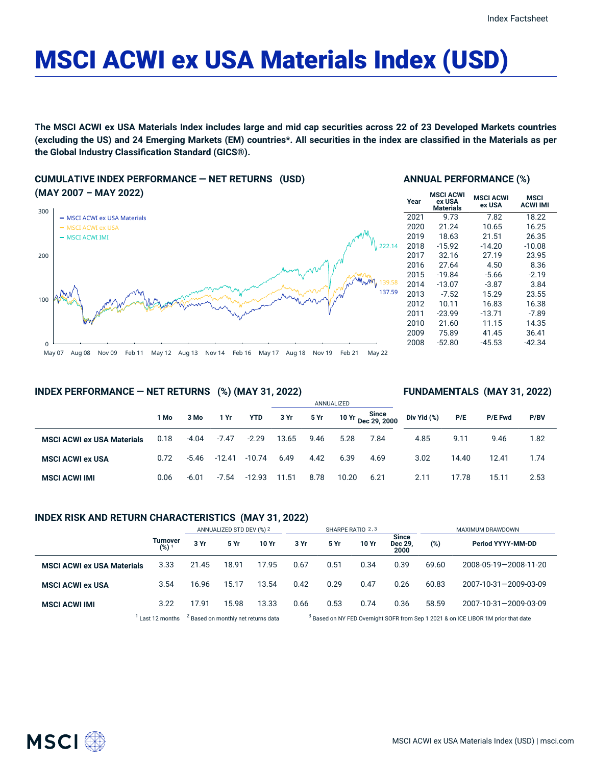# MSCI ACWI ex USA Materials Index (USD)

**The MSCI ACWI ex USA Materials Index includes large and mid cap securities across 22 of 23 Developed Markets countries (excluding the US) and 24 Emerging Markets (EM) countries*. All securities in the index are classified in the Materials as per the Global Industry Classification Standard (GICS®).**

## CUMULATIVE INDEX PERFORMANCE — NET RETURNS (USD) (MAY 2007 – MAY 2022)

- MSCI ACWI ex USA Materials: 137.59
- MSCI ACWI ex USA: 139.58
- MSCI ACWI IMI: 222.14

## ANNUAL PERFORMANCE (%)

| Year | MSCI ACWI ex USA Materials | MSCI ACWI ex USA | MSCI ACWI IMI |
|---|---|---|---|
| 2021 | 9.73 | 7.82 | 18.22 |
| 2020 | 21.24 | 10.65 | 16.25 |
| 2019 | 18.63 | 21.51 | 26.35 |
| 2018 | -15.92 | -14.20 | -10.08 |
| 2017 | 32.16 | 27.19 | 23.95 |
| 2016 | 27.64 | 4.50 | 8.36 |
| 2015 | -19.84 | -5.66 | -2.19 |
| 2014 | -13.07 | -3.87 | 3.84 |
| 2013 | -7.52 | 15.29 | 23.55 |
| 2012 | 10.11 | 16.83 | 16.38 |
| 2011 | -23.99 | -13.71 | -7.89 |
| 2010 | 21.60 | 11.15 | 14.35 |
| 2009 | 75.89 | 41.45 | 36.41 |
| 2008 | -52.80 | -45.53 | -42.34 |

## INDEX PERFORMANCE — NET RETURNS (%) (MAY 31, 2022)

| | 1 Mo | 3 Mo | 1 Yr | YTD | ANNUALIZED 3 Yr | 5 Yr | 10 Yr | Since Dec 29, 2000 |
|---|---|---|---|---|---|---|---|---|
| **MSCI ACWI ex USA Materials** | 0.18 | -4.04 | -7.47 | -2.29 | 13.65 | 9.46 | 5.28 | 7.84 |
| **MSCI ACWI ex USA** | 0.72 | -5.46 | -12.41 | -10.74 | 6.49 | 4.42 | 6.39 | 4.69 |
| **MSCI ACWI IMI** | 0.06 | -6.01 | -7.54 | -12.93 | 11.51 | 8.78 | 10.20 | 6.21 |

## FUNDAMENTALS (MAY 31, 2022)

| | Div Yld (%) | P/E | P/E Fwd | P/BV |
|---|---|---|---|---|
| **MSCI ACWI ex USA Materials** | 4.85 | 9.11 | 9.46 | 1.82 |
| **MSCI ACWI ex USA** | 3.02 | 14.40 | 12.41 | 1.74 |
| **MSCI ACWI IMI** | 2.11 | 17.78 | 15.11 | 2.53 |

## INDEX RISK AND RETURN CHARACTERISTICS (MAY 31, 2022)

| | Turnover (%) [1] | ANNUALIZED STD DEV (%) [2] 3 Yr | 5 Yr | 10 Yr | SHARPE RATIO [2,3] 3 Yr | 5 Yr | 10 Yr | Since Dec 29, 2000 | MAXIMUM DRAWDOWN (%) | Period YYYY-MM-DD |
|---|---|---|---|---|---|---|---|---|---|---|
| **MSCI ACWI ex USA Materials** | 3.33 | 21.45 | 18.91 | 17.95 | 0.67 | 0.51 | 0.34 | 0.39 | 69.60 | 2008-05-19—2008-11-20 |
| **MSCI ACWI ex USA** | 3.54 | 16.96 | 15.17 | 13.54 | 0.42 | 0.29 | 0.47 | 0.26 | 60.83 | 2007-10-31—2009-03-09 |
| **MSCI ACWI IMI** | 3.22 | 17.91 | 15.98 | 13.33 | 0.66 | 0.53 | 0.74 | 0.36 | 58.59 | 2007-10-31—2009-03-09 |

[1] Last 12 months [2] Based on monthly net returns data [3] Based on NY FED Overnight SOFR from Sep 1 2021 & on ICE LIBOR 1M prior that date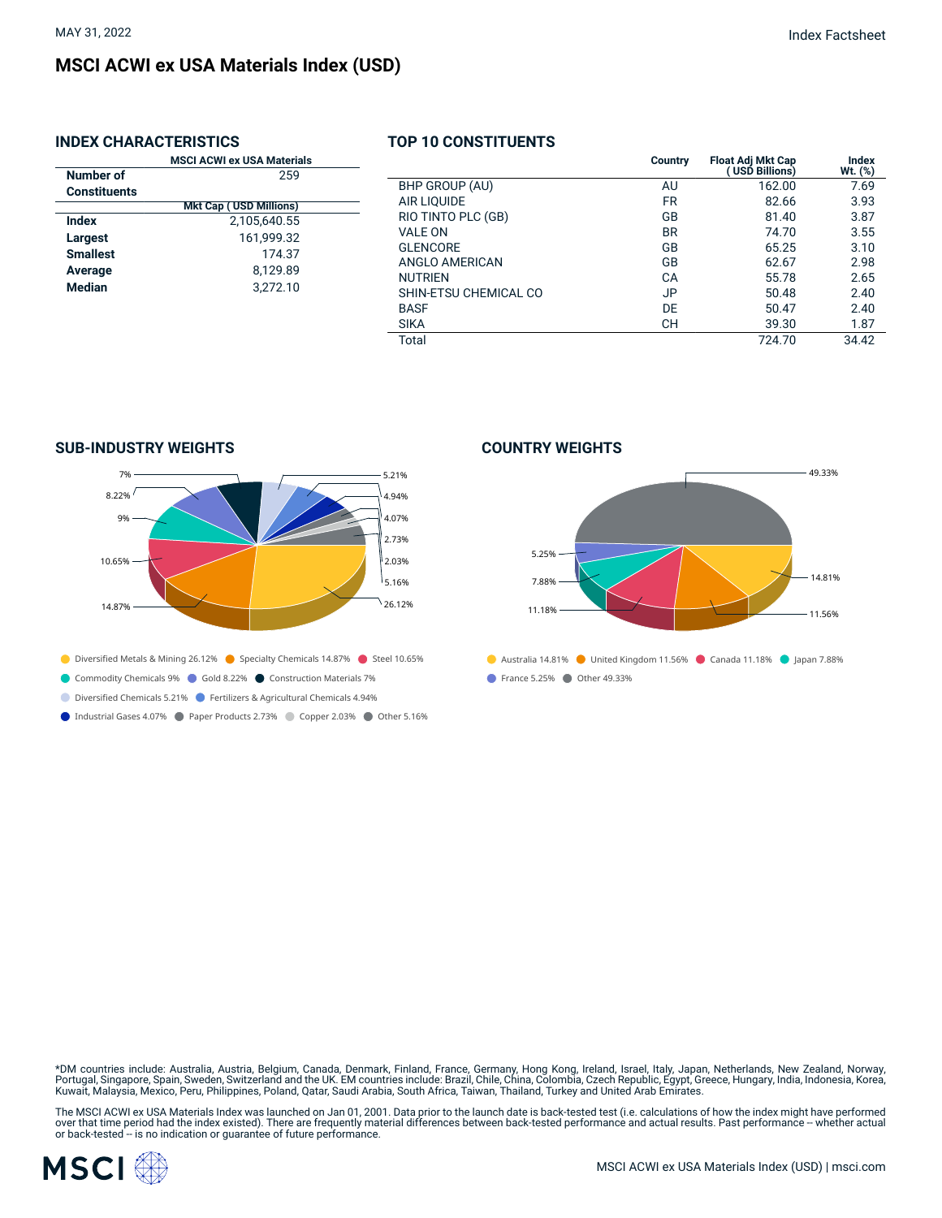MAY 31, 2022

Index Factsheet

# MSCI ACWI ex USA Materials Index (USD)

## INDEX CHARACTERISTICS

| | MSCI ACWI ex USA Materials |
|---|---|
| **Number of Constituents** | 259 |
| | **Mkt Cap ( USD Millions)** |
| **Index** | 2,105,640.55 |
| **Largest** | 161,999.32 |
| **Smallest** | 174.37 |
| **Average** | 8,129.89 |
| **Median** | 3,272.10 |

## TOP 10 CONSTITUENTS

| | Country | Float Adj Mkt Cap ( USD Billions) | Index Wt. (%) |
|---|---|---|---|
| BHP GROUP (AU) | AU | 162.00 | 7.69 |
| AIR LIQUIDE | FR | 82.66 | 3.93 |
| RIO TINTO PLC (GB) | GB | 81.40 | 3.87 |
| VALE ON | BR | 74.70 | 3.55 |
| GLENCORE | GB | 65.25 | 3.10 |
| ANGLO AMERICAN | GB | 62.67 | 2.98 |
| NUTRIEN | CA | 55.78 | 2.65 |
| SHIN-ETSU CHEMICAL CO | JP | 50.48 | 2.40 |
| BASF | DE | 50.47 | 2.40 |
| SIKA | CH | 39.30 | 1.87 |
| Total | | 724.70 | 34.42 |

## SUB-INDUSTRY WEIGHTS

- Diversified Metals & Mining 26.12%
- Specialty Chemicals 14.87%
- Steel 10.65%
- Commodity Chemicals 9%
- Gold 8.22%
- Construction Materials 7%
- Diversified Chemicals 5.21%
- Fertilizers & Agricultural Chemicals 4.94%
- Industrial Gases 4.07%
- Paper Products 2.73%
- Copper 2.03%
- Other 5.16%

## COUNTRY WEIGHTS

- Australia 14.81%
- United Kingdom 11.56%
- Canada 11.18%
- Japan 7.88%
- France 5.25%
- Other 49.33%

*DM countries include: Australia, Austria, Belgium, Canada, Denmark, Finland, France, Germany, Hong Kong, Ireland, Israel, Italy, Japan, Netherlands, New Zealand, Norway, Portugal, Singapore, Spain, Sweden, Switzerland and the UK. EM countries include: Brazil, Chile, China, Colombia, Czech Republic, Egypt, Greece, Hungary, India, Indonesia, Korea, Kuwait, Malaysia, Mexico, Peru, Philippines, Poland, Qatar, Saudi Arabia, South Africa, Taiwan, Thailand, Turkey and United Arab Emirates.

The MSCI ACWI ex USA Materials Index was launched on Jan 01, 2001. Data prior to the launch date is back-tested test (i.e. calculations of how the index might have performed over that time period had the index existed). There are frequently material differences between back-tested performance and actual results. Past performance -- whether actual or back-tested -- is no indication or guarantee of future performance.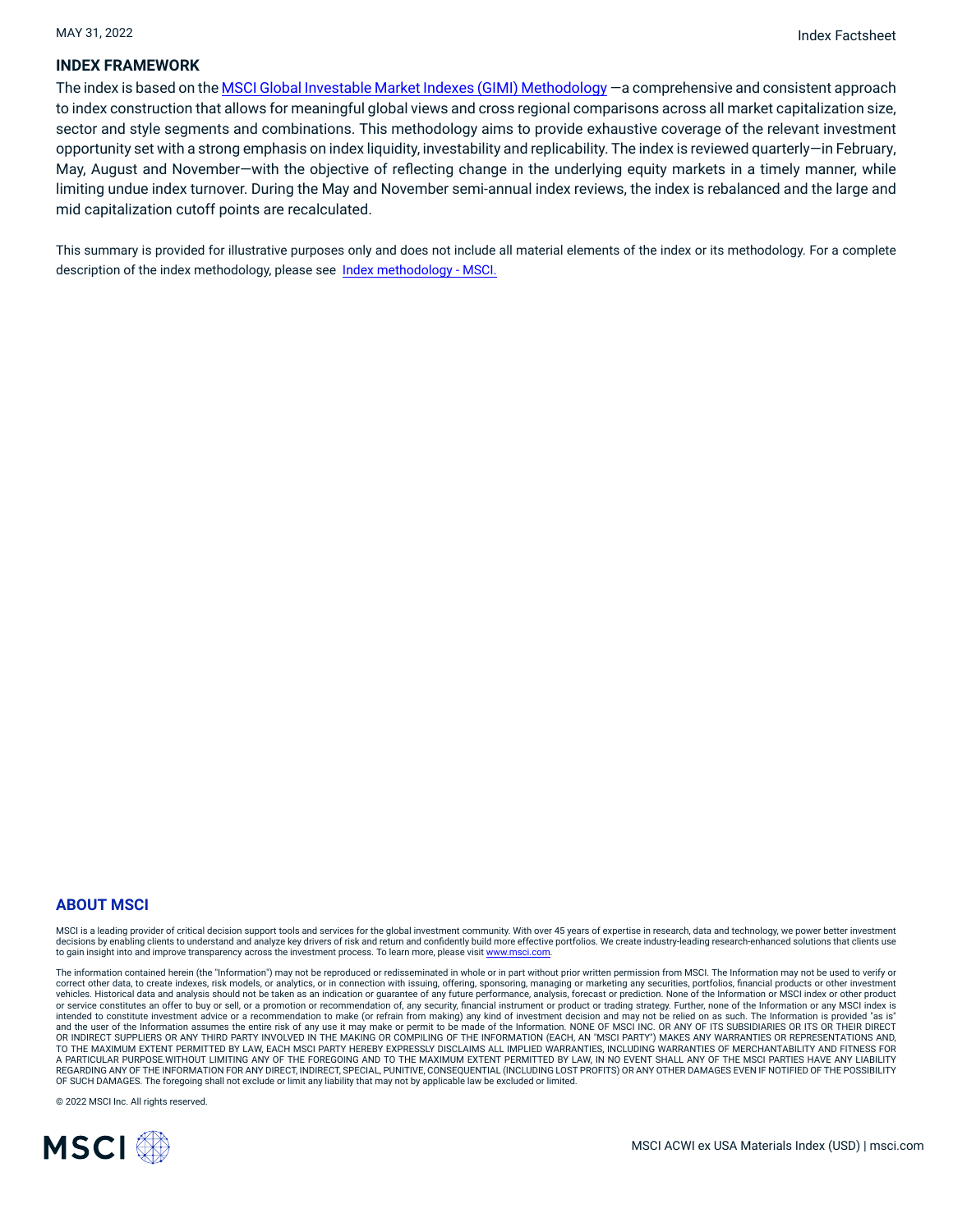## INDEX FRAMEWORK

The index is based on the [MSCI Global Investable Market Indexes (GIMI) Methodology](#) —a comprehensive and consistent approach to index construction that allows for meaningful global views and cross regional comparisons across all market capitalization size, sector and style segments and combinations. This methodology aims to provide exhaustive coverage of the relevant investment opportunity set with a strong emphasis on index liquidity, investability and replicability. The index is reviewed quarterly—in February, May, August and November—with the objective of reflecting change in the underlying equity markets in a timely manner, while limiting undue index turnover. During the May and November semi-annual index reviews, the index is rebalanced and the large and mid capitalization cutoff points are recalculated.

This summary is provided for illustrative purposes only and does not include all material elements of the index or its methodology. For a complete description of the index methodology, please see [Index methodology - MSCI.](#)

## ABOUT MSCI

MSCI is a leading provider of critical decision support tools and services for the global investment community. With over 45 years of expertise in research, data and technology, we power better investment decisions by enabling clients to understand and analyze key drivers of risk and return and confidently build more effective portfolios. We create industry-leading research-enhanced solutions that clients use to gain insight into and improve transparency across the investment process. To learn more, please visit www.msci.com.

The information contained herein (the "Information") may not be reproduced or redisseminated in whole or in part without prior written permission from MSCI. The Information may not be used to verify or correct other data, to create indexes, risk models, or analytics, or in connection with issuing, offering, sponsoring, managing or marketing any securities, portfolios, financial products or other investment vehicles. Historical data and analysis should not be taken as an indication or guarantee of any future performance, analysis, forecast or prediction. None of the Information or MSCI index or other product or service constitutes an offer to buy or sell, or a promotion or recommendation of, any security, financial instrument or product or trading strategy. Further, none of the Information or any MSCI index is intended to constitute investment advice or a recommendation to make (or refrain from making) any kind of investment decision and may not be relied on as such. The Information is provided "as is" and the user of the Information assumes the entire risk of any use it may make or permit to be made of the Information. NONE OF MSCI INC. OR ANY OF ITS SUBSIDIARIES OR ITS OR THEIR DIRECT OR INDIRECT SUPPLIERS OR ANY THIRD PARTY INVOLVED IN THE MAKING OR COMPILING OF THE INFORMATION (EACH, AN "MSCI PARTY") MAKES ANY WARRANTIES OR REPRESENTATIONS AND, TO THE MAXIMUM EXTENT PERMITTED BY LAW, EACH MSCI PARTY HEREBY EXPRESSLY DISCLAIMS ALL IMPLIED WARRANTIES, INCLUDING WARRANTIES OF MERCHANTABILITY AND FITNESS FOR A PARTICULAR PURPOSE.WITHOUT LIMITING ANY OF THE FOREGOING AND TO THE MAXIMUM EXTENT PERMITTED BY LAW, IN NO EVENT SHALL ANY OF THE MSCI PARTIES HAVE ANY LIABILITY REGARDING ANY OF THE INFORMATION FOR ANY DIRECT, INDIRECT, SPECIAL, PUNITIVE, CONSEQUENTIAL (INCLUDING LOST PROFITS) OR ANY OTHER DAMAGES EVEN IF NOTIFIED OF THE POSSIBILITY OF SUCH DAMAGES. The foregoing shall not exclude or limit any liability that may not by applicable law be excluded or limited.

© 2022 MSCI Inc. All rights reserved.